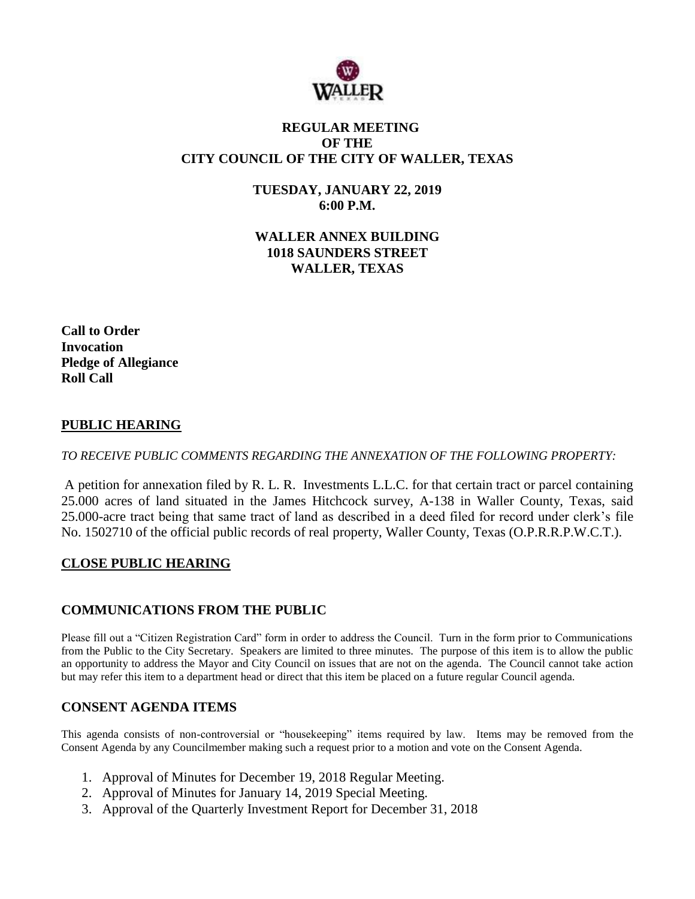# REGULAR MEETING
# OF THE
# CITY COUNCIL OF THE CITY OF WALLER, TEXAS

**TUESDAY, JANUARY 22, 2019**
**6:00 P.M.**

**WALLER ANNEX BUILDING**
**1018 SAUNDERS STREET**
**WALLER, TEXAS**

**Call to Order**
**Invocation**
**Pledge of Allegiance**
**Roll Call**

## PUBLIC HEARING

*TO RECEIVE PUBLIC COMMENTS REGARDING THE ANNEXATION OF THE FOLLOWING PROPERTY:*

A petition for annexation filed by R. L. R. Investments L.L.C. for that certain tract or parcel containing 25.000 acres of land situated in the James Hitchcock survey, A-138 in Waller County, Texas, said 25.000-acre tract being that same tract of land as described in a deed filed for record under clerk's file No. 1502710 of the official public records of real property, Waller County, Texas (O.P.R.R.P.W.C.T.).

## CLOSE PUBLIC HEARING

## COMMUNICATIONS FROM THE PUBLIC

Please fill out a "Citizen Registration Card" form in order to address the Council. Turn in the form prior to Communications from the Public to the City Secretary. Speakers are limited to three minutes. The purpose of this item is to allow the public an opportunity to address the Mayor and City Council on issues that are not on the agenda. The Council cannot take action but may refer this item to a department head or direct that this item be placed on a future regular Council agenda.

## CONSENT AGENDA ITEMS

This agenda consists of non-controversial or "housekeeping" items required by law. Items may be removed from the Consent Agenda by any Councilmember making such a request prior to a motion and vote on the Consent Agenda.

1. Approval of Minutes for December 19, 2018 Regular Meeting.
2. Approval of Minutes for January 14, 2019 Special Meeting.
3. Approval of the Quarterly Investment Report for December 31, 2018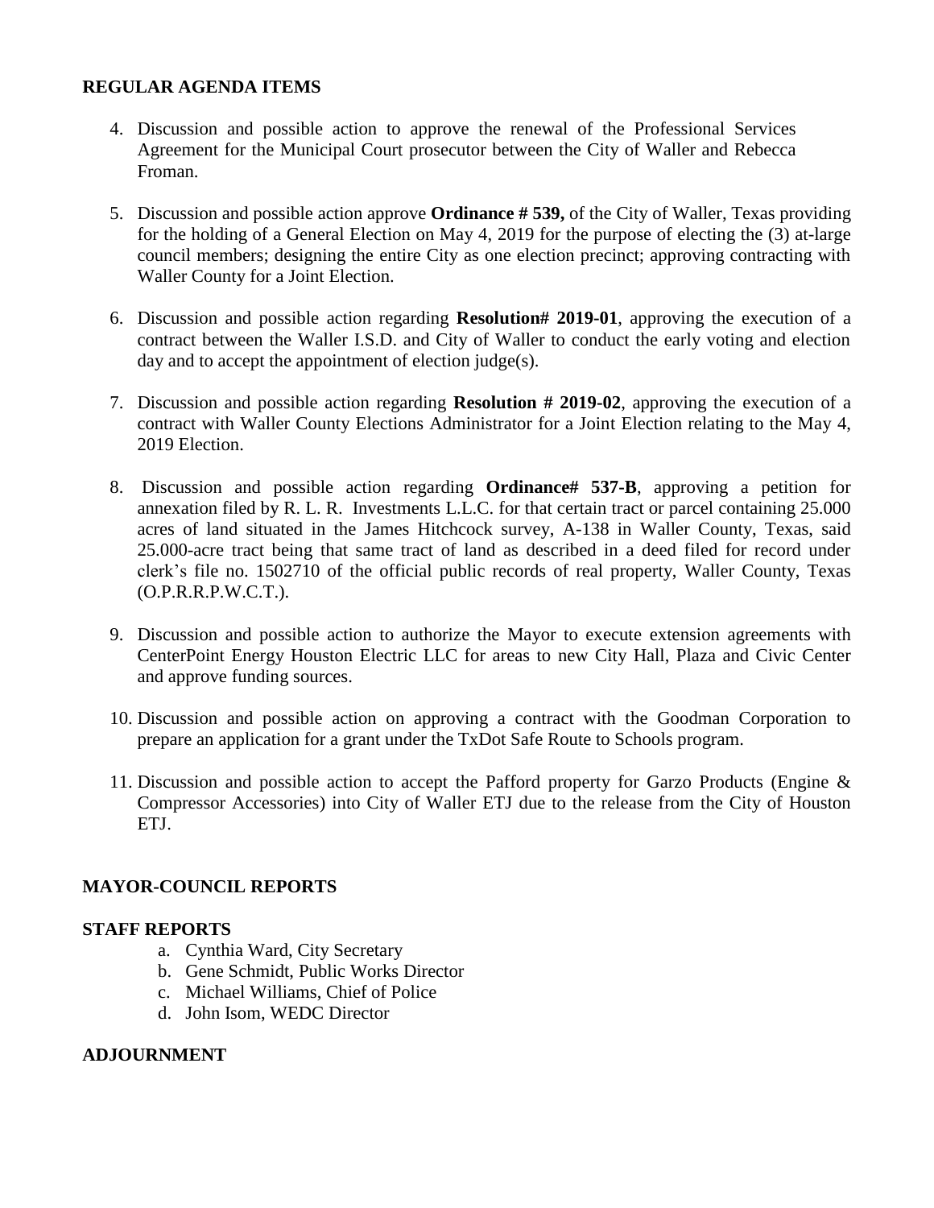## REGULAR AGENDA ITEMS

4. Discussion and possible action to approve the renewal of the Professional Services Agreement for the Municipal Court prosecutor between the City of Waller and Rebecca Froman.

5. Discussion and possible action approve **Ordinance # 539,** of the City of Waller, Texas providing for the holding of a General Election on May 4, 2019 for the purpose of electing the (3) at-large council members; designing the entire City as one election precinct; approving contracting with Waller County for a Joint Election.

6. Discussion and possible action regarding **Resolution# 2019-01**, approving the execution of a contract between the Waller I.S.D. and City of Waller to conduct the early voting and election day and to accept the appointment of election judge(s).

7. Discussion and possible action regarding **Resolution # 2019-02**, approving the execution of a contract with Waller County Elections Administrator for a Joint Election relating to the May 4, 2019 Election.

8. Discussion and possible action regarding **Ordinance# 537-B**, approving a petition for annexation filed by R. L. R. Investments L.L.C. for that certain tract or parcel containing 25.000 acres of land situated in the James Hitchcock survey, A-138 in Waller County, Texas, said 25.000-acre tract being that same tract of land as described in a deed filed for record under clerk's file no. 1502710 of the official public records of real property, Waller County, Texas (O.P.R.R.P.W.C.T.).

9. Discussion and possible action to authorize the Mayor to execute extension agreements with CenterPoint Energy Houston Electric LLC for areas to new City Hall, Plaza and Civic Center and approve funding sources.

10. Discussion and possible action on approving a contract with the Goodman Corporation to prepare an application for a grant under the TxDot Safe Route to Schools program.

11. Discussion and possible action to accept the Pafford property for Garzo Products (Engine & Compressor Accessories) into City of Waller ETJ due to the release from the City of Houston ETJ.

## MAYOR-COUNCIL REPORTS

## STAFF REPORTS

a. Cynthia Ward, City Secretary
b. Gene Schmidt, Public Works Director
c. Michael Williams, Chief of Police
d. John Isom, WEDC Director

## ADJOURNMENT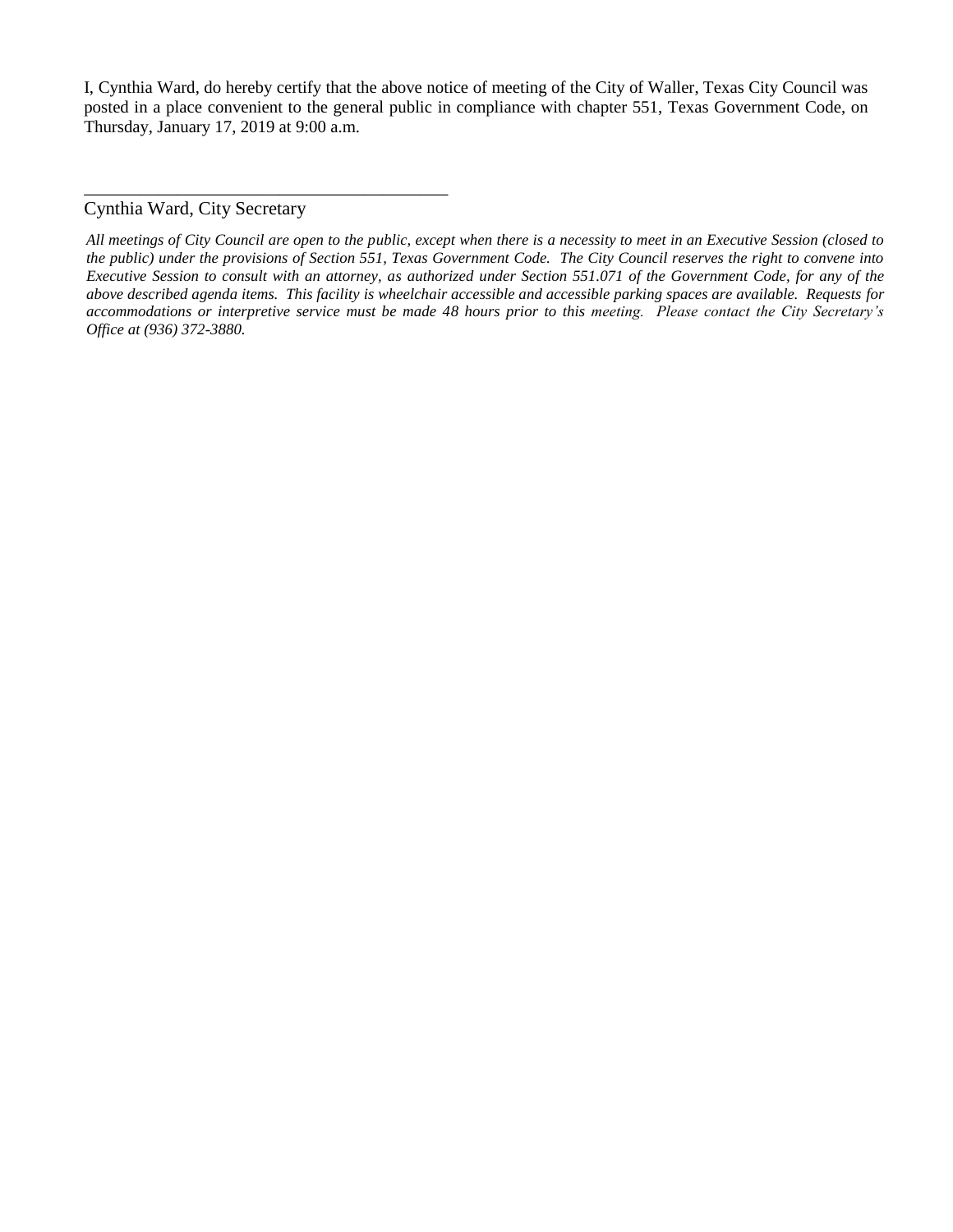I, Cynthia Ward, do hereby certify that the above notice of meeting of the City of Waller, Texas City Council was posted in a place convenient to the general public in compliance with chapter 551, Texas Government Code, on Thursday, January 17, 2019 at 9:00 a.m.

\_\_\_\_\_\_\_\_\_\_\_\_\_\_\_\_\_\_\_\_\_\_\_\_\_\_\_\_\_\_\_\_\_\_\_\_\_\_\_\_\_\_

Cynthia Ward, City Secretary

*All meetings of City Council are open to the public, except when there is a necessity to meet in an Executive Session (closed to the public) under the provisions of Section 551, Texas Government Code. The City Council reserves the right to convene into Executive Session to consult with an attorney, as authorized under Section 551.071 of the Government Code, for any of the above described agenda items. This facility is wheelchair accessible and accessible parking spaces are available. Requests for accommodations or interpretive service must be made 48 hours prior to this meeting. Please contact the City Secretary's Office at (936) 372-3880.*